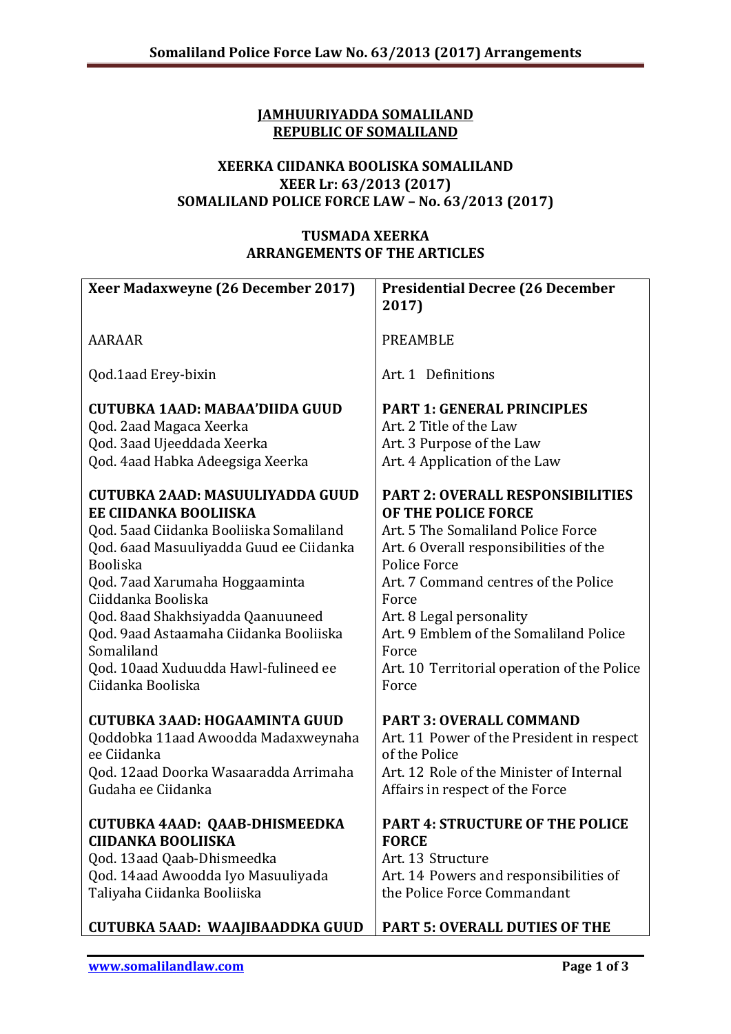**JAMHUURIYADDA SOMALILAND**
**REPUBLIC OF SOMALILAND**

**XEERKA CIIDANKA BOOLISKA SOMALILAND**
**XEER Lr: 63/2013 (2017)**
**SOMALILAND POLICE FORCE LAW – No. 63/2013 (2017)**

**TUSMADA XEERKA**
**ARRANGEMENTS OF THE ARTICLES**

| **Xeer Madaxweyne (26 December 2017)** | **Presidential Decree (26 December 2017)** |
|---|---|
| AARAAR | PREAMBLE |
| Qod.1aad Erey-bixin | Art. 1 Definitions |
| **CUTUBKA 1AAD: MABAA'DIIDA GUUD** | **PART 1: GENERAL PRINCIPLES** |
| Qod. 2aad Magaca Xeerka | Art. 2 Title of the Law |
| Qod. 3aad Ujeeddada Xeerka | Art. 3 Purpose of the Law |
| Qod. 4aad Habka Adeegsiga Xeerka | Art. 4 Application of the Law |
| **CUTUBKA 2AAD: MASUULIYADDA GUUD EE CIIDANKA BOOLIISKA** | **PART 2: OVERALL RESPONSIBILITIES OF THE POLICE FORCE** |
| Qod. 5aad Ciidanka Booliiska Somaliland | Art. 5 The Somaliland Police Force |
| Qod. 6aad Masuuliyadda Guud ee Ciidanka Booliska | Art. 6 Overall responsibilities of the Police Force |
| Qod. 7aad Xarumaha Hoggaaminta Ciiddanka Booliska | Art. 7 Command centres of the Police Force |
| Qod. 8aad Shakhsiyadda Qaanuuneed | Art. 8 Legal personality |
| Qod. 9aad Astaamaha Ciidanka Booliiska Somaliland | Art. 9 Emblem of the Somaliland Police Force |
| Qod. 10aad Xuduudda Hawl-fulineed ee Ciidanka Booliska | Art. 10 Territorial operation of the Police Force |
| **CUTUBKA 3AAD: HOGAAMINTA GUUD** | **PART 3: OVERALL COMMAND** |
| Qoddobka 11aad Awoodda Madaxweynaha ee Ciidanka | Art. 11 Power of the President in respect of the Police |
| Qod. 12aad Doorka Wasaaradda Arrimaha Gudaha ee Ciidanka | Art. 12 Role of the Minister of Internal Affairs in respect of the Force |
| **CUTUBKA 4AAD: QAAB-DHISMEEDKA CIIDANKA BOOLIISKA** | **PART 4: STRUCTURE OF THE POLICE FORCE** |
| Qod. 13aad Qaab-Dhismeedka | Art. 13 Structure |
| Qod. 14aad Awoodda Iyo Masuuliyada Taliyaha Ciidanka Booliiska | Art. 14 Powers and responsibilities of the Police Force Commandant |
| **CUTUBKA 5AAD: WAAJIBAADDKA GUUD** | **PART 5: OVERALL DUTIES OF THE** |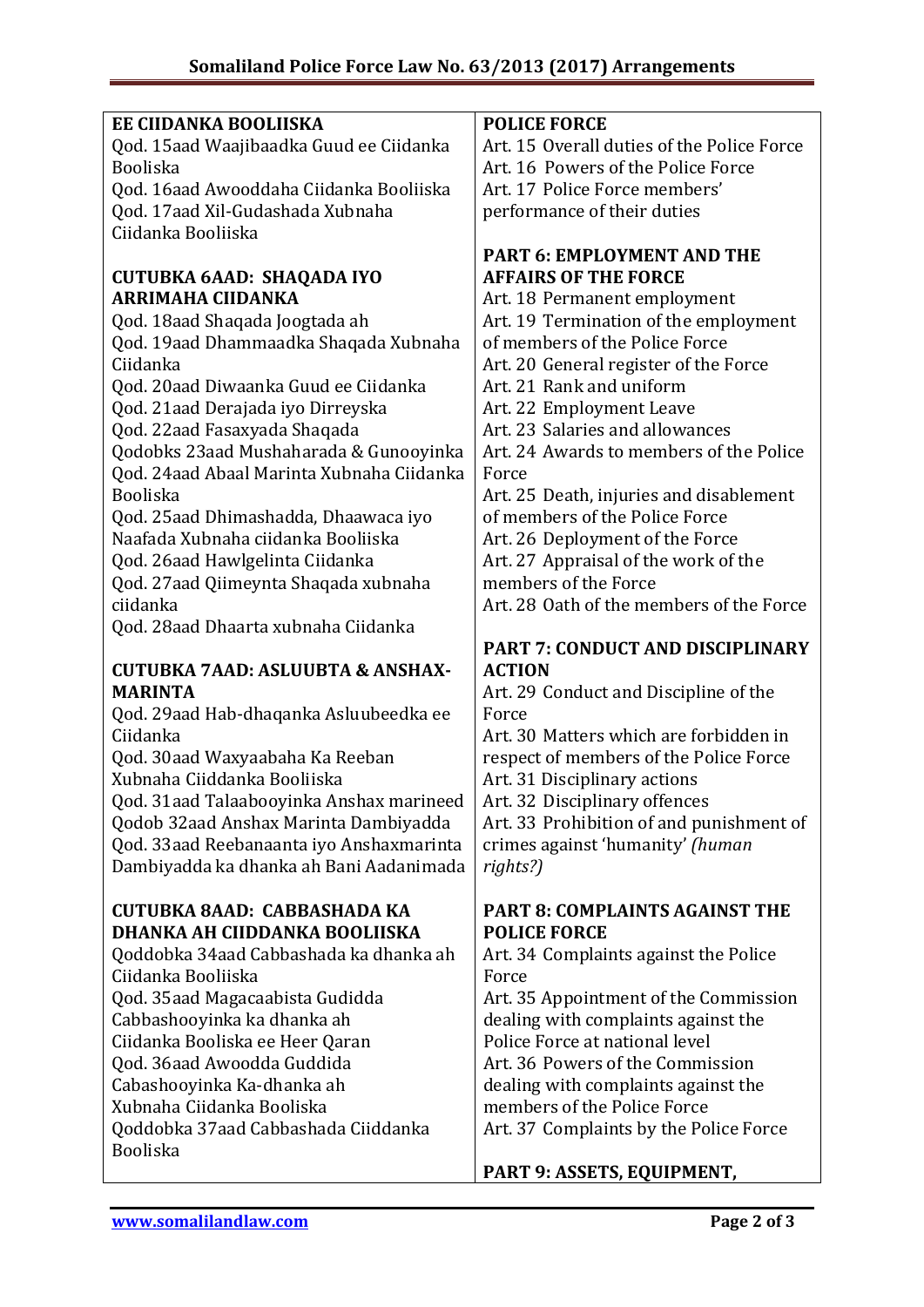| EE CIIDANKA BOOLIISKA | POLICE FORCE |
|---|---|
| Qod. 15aad Waajibaadka Guud ee Ciidanka Booliska | Art. 15 Overall duties of the Police Force |
| Qod. 16aad Awooddaha Ciidanka Booliiska | Art. 16 Powers of the Police Force |
| Qod. 17aad Xil-Gudashada Xubnaha Ciidanka Booliiska | Art. 17 Police Force members' performance of their duties |
| **CUTUBKA 6AAD: SHAQADA IYO ARRIMAHA CIIDANKA** | **PART 6: EMPLOYMENT AND THE AFFAIRS OF THE FORCE** |
| Qod. 18aad Shaqada Joogtada ah | Art. 18 Permanent employment |
| Qod. 19aad Dhammaadka Shaqada Xubnaha Ciidanka | Art. 19 Termination of the employment of members of the Police Force |
| Qod. 20aad Diwaanka Guud ee Ciidanka | Art. 20 General register of the Force |
| Qod. 21aad Derajada iyo Dirreyska | Art. 21 Rank and uniform |
| Qod. 22aad Fasaxyada Shaqada | Art. 22 Employment Leave |
| Qodobks 23aad Mushaharada & Gunooyinka | Art. 23 Salaries and allowances |
| Qod. 24aad Abaal Marinta Xubnaha Ciidanka Booliska | Art. 24 Awards to members of the Police Force |
| Qod. 25aad Dhimashadda, Dhaawaca iyo Naafada Xubnaha ciidanka Booliiska | Art. 25 Death, injuries and disablement of members of the Police Force |
| Qod. 26aad Hawlgelinta Ciidanka | Art. 26 Deployment of the Force |
| Qod. 27aad Qiimeynta Shaqada xubnaha ciidanka | Art. 27 Appraisal of the work of the members of the Force |
| Qod. 28aad Dhaarta xubnaha Ciidanka | Art. 28 Oath of the members of the Force |
| **CUTUBKA 7AAD: ASLUUBTA & ANSHAX-MARINTA** | **PART 7: CONDUCT AND DISCIPLINARY ACTION** |
| Qod. 29aad Hab-dhaqanka Asluubeedka ee Ciidanka | Art. 29 Conduct and Discipline of the Force |
| Qod. 30aad Waxyaabaha Ka Reeban Xubnaha Ciiddanka Booliiska | Art. 30 Matters which are forbidden in respect of members of the Police Force |
| Qod. 31aad Talaabooyinka Anshax marineed | Art. 31 Disciplinary actions |
| Qodob 32aad Anshax Marinta Dambiyadda | Art. 32 Disciplinary offences |
| Qod. 33aad Reebanaanta iyo Anshaxmarinta Dambiyadda ka dhanka ah Bani Aadanimada | Art. 33 Prohibition of and punishment of crimes against 'humanity' *(human rights?)* |
| **CUTUBKA 8AAD: CABBASHADA KA DHANKA AH CIIDANKA BOOLIISKA** | **PART 8: COMPLAINTS AGAINST THE POLICE FORCE** |
| Qoddobka 34aad Cabbashada ka dhanka ah Ciidanka Booliiska | Art. 34 Complaints against the Police Force |
| Qod. 35aad Magacaabista Gudidda Cabbashooyinka ka dhanka ah Ciidanka Booliska ee Heer Qaran | Art. 35 Appointment of the Commission dealing with complaints against the Police Force at national level |
| Qod. 36aad Awoodda Guddida Cabashooyinka Ka-dhanka ah Xubnaha Ciidanka Booliska | Art. 36 Powers of the Commission dealing with complaints against the members of the Police Force |
| Qoddobka 37aad Cabbashada Ciiddanka Booliska | Art. 37 Complaints by the Police Force |
| | **PART 9: ASSETS, EQUIPMENT,** |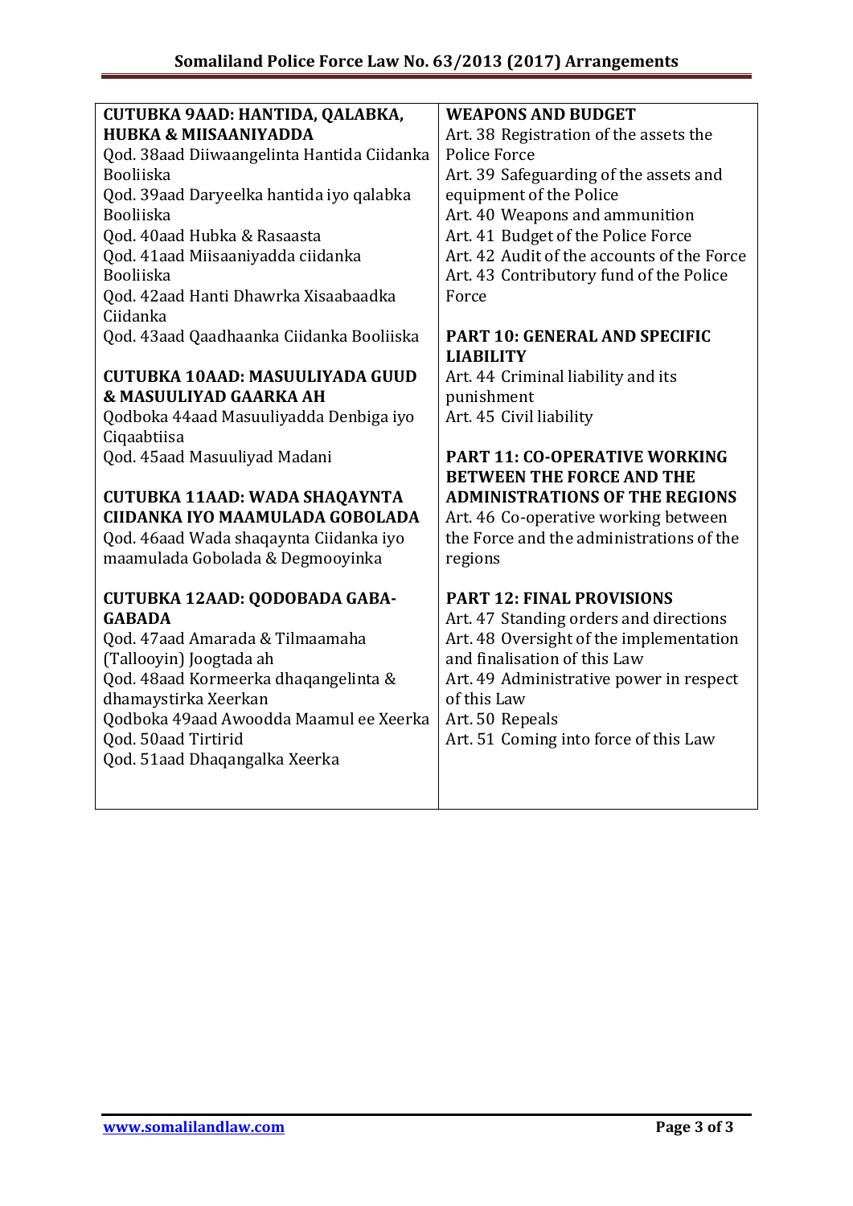| | |
|---|---|
| **CUTUBKA 9AAD: HANTIDA, QALABKA, HUBKA & MIISAANIYADDA**<br>Qod. 38aad Diiwaangelinta Hantida Ciidanka Booliiska<br>Qod. 39aad Daryeelka hantida iyo qalabka Booliiska<br>Qod. 40aad Hubka & Rasaasta<br>Qod. 41aad Miisaaniyadda ciidanka Booliiska<br>Qod. 42aad Hanti Dhawrka Xisaabaadka Ciidanka<br>Qod. 43aad Qaadhaanka Ciidanka Booliiska | **WEAPONS AND BUDGET**<br>Art. 38 Registration of the assets the Police Force<br>Art. 39 Safeguarding of the assets and equipment of the Police<br>Art. 40 Weapons and ammunition<br>Art. 41 Budget of the Police Force<br>Art. 42 Audit of the accounts of the Force<br>Art. 43 Contributory fund of the Police Force |
| **CUTUBKA 10AAD: MASUULIYADA GUUD & MASUULIYAD GAARKA AH**<br>Qodboka 44aad Masuuliyadda Denbiga iyo Ciqaabtiisa<br>Qod. 45aad Masuuliyad Madani | **PART 10: GENERAL AND SPECIFIC LIABILITY**<br>Art. 44 Criminal liability and its punishment<br>Art. 45 Civil liability |
| **CUTUBKA 11AAD: WADA SHAQAYNTA CIIDANKA IYO MAAMULADA GOBOLADA**<br>Qod. 46aad Wada shaqaynta Ciidanka iyo maamulada Gobolada & Degmooyinka | **PART 11: CO-OPERATIVE WORKING BETWEEN THE FORCE AND THE ADMINISTRATIONS OF THE REGIONS**<br>Art. 46 Co-operative working between the Force and the administrations of the regions |
| **CUTUBKA 12AAD: QODOBADA GABA-GABADA**<br>Qod. 47aad Amarada & Tilmaamaha (Tallooyin) Joogtada ah<br>Qod. 48aad Kormeerka dhaqangelinta & dhamaystirka Xeerkan<br>Qodboka 49aad Awoodda Maamul ee Xeerka<br>Qod. 50aad Tirtirid<br>Qod. 51aad Dhaqangalka Xeerka | **PART 12: FINAL PROVISIONS**<br>Art. 47 Standing orders and directions<br>Art. 48 Oversight of the implementation and finalisation of this Law<br>Art. 49 Administrative power in respect of this Law<br>Art. 50 Repeals<br>Art. 51 Coming into force of this Law |